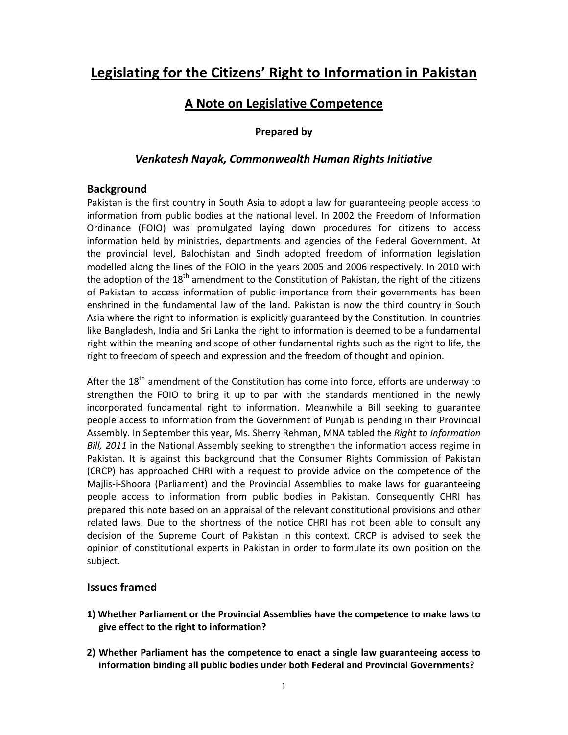# Legislating for the Citizens' Right to Information in Pakistan

## A Note on Legislative Competence

**Prepared by**

***Venkatesh Nayak, Commonwealth Human Rights Initiative***

### Background

Pakistan is the first country in South Asia to adopt a law for guaranteeing people access to information from public bodies at the national level. In 2002 the Freedom of Information Ordinance (FOIO) was promulgated laying down procedures for citizens to access information held by ministries, departments and agencies of the Federal Government. At the provincial level, Balochistan and Sindh adopted freedom of information legislation modelled along the lines of the FOIO in the years 2005 and 2006 respectively. In 2010 with the adoption of the 18th amendment to the Constitution of Pakistan, the right of the citizens of Pakistan to access information of public importance from their governments has been enshrined in the fundamental law of the land. Pakistan is now the third country in South Asia where the right to information is explicitly guaranteed by the Constitution. In countries like Bangladesh, India and Sri Lanka the right to information is deemed to be a fundamental right within the meaning and scope of other fundamental rights such as the right to life, the right to freedom of speech and expression and the freedom of thought and opinion.

After the 18th amendment of the Constitution has come into force, efforts are underway to strengthen the FOIO to bring it up to par with the standards mentioned in the newly incorporated fundamental right to information. Meanwhile a Bill seeking to guarantee people access to information from the Government of Punjab is pending in their Provincial Assembly. In September this year, Ms. Sherry Rehman, MNA tabled the *Right to Information Bill, 2011* in the National Assembly seeking to strengthen the information access regime in Pakistan. It is against this background that the Consumer Rights Commission of Pakistan (CRCP) has approached CHRI with a request to provide advice on the competence of the Majlis-i-Shoora (Parliament) and the Provincial Assemblies to make laws for guaranteeing people access to information from public bodies in Pakistan. Consequently CHRI has prepared this note based on an appraisal of the relevant constitutional provisions and other related laws. Due to the shortness of the notice CHRI has not been able to consult any decision of the Supreme Court of Pakistan in this context. CRCP is advised to seek the opinion of constitutional experts in Pakistan in order to formulate its own position on the subject.

### Issues framed

1) **Whether Parliament or the Provincial Assemblies have the competence to make laws to give effect to the right to information?**

2) **Whether Parliament has the competence to enact a single law guaranteeing access to information binding all public bodies under both Federal and Provincial Governments?**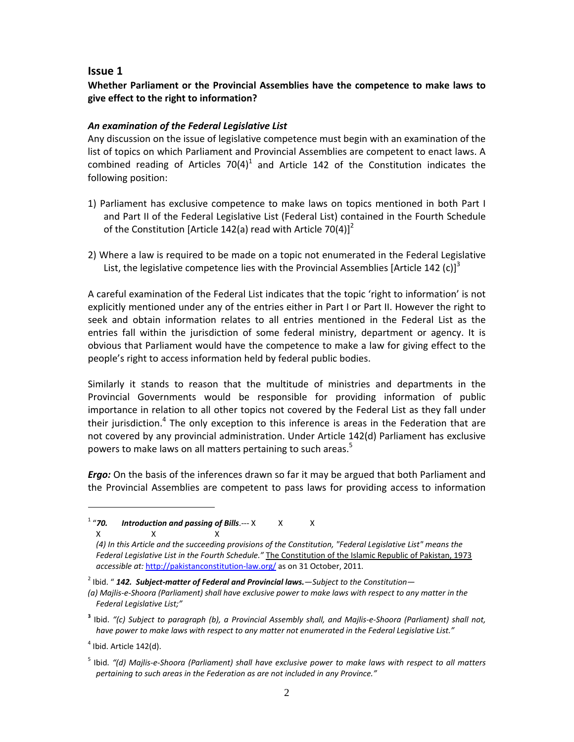## Issue 1

**Whether Parliament or the Provincial Assemblies have the competence to make laws to give effect to the right to information?**

### *An examination of the Federal Legislative List*

Any discussion on the issue of legislative competence must begin with an examination of the list of topics on which Parliament and Provincial Assemblies are competent to enact laws. A combined reading of Articles 70(4)[1] and Article 142 of the Constitution indicates the following position:

1) Parliament has exclusive competence to make laws on topics mentioned in both Part I and Part II of the Federal Legislative List (Federal List) contained in the Fourth Schedule of the Constitution [Article 142(a) read with Article 70(4)][2]

2) Where a law is required to be made on a topic not enumerated in the Federal Legislative List, the legislative competence lies with the Provincial Assemblies [Article 142 (c)][3]

A careful examination of the Federal List indicates that the topic 'right to information' is not explicitly mentioned under any of the entries either in Part I or Part II. However the right to seek and obtain information relates to all entries mentioned in the Federal List as the entries fall within the jurisdiction of some federal ministry, department or agency. It is obvious that Parliament would have the competence to make a law for giving effect to the people's right to access information held by federal public bodies.

Similarly it stands to reason that the multitude of ministries and departments in the Provincial Governments would be responsible for providing information of public importance in relation to all other topics not covered by the Federal List as they fall under their jurisdiction.[4] The only exception to this inference is areas in the Federation that are not covered by any provincial administration. Under Article 142(d) Parliament has exclusive powers to make laws on all matters pertaining to such areas.[5]

***Ergo:*** On the basis of the inferences drawn so far it may be argued that both Parliament and the Provincial Assemblies are competent to pass laws for providing access to information

---

[1] "***70. Introduction and passing of Bills***.--- X X X
X X X
*(4) In this Article and the succeeding provisions of the Constitution, "Federal Legislative List" means the Federal Legislative List in the Fourth Schedule."* The Constitution of the Islamic Republic of Pakistan, 1973 *accessible at:* http://pakistanconstitution-law.org/ as on 31 October, 2011.

[2] Ibid. " ***142. Subject-matter of Federal and Provincial laws.***—*Subject to the Constitution—*
*(a) Majlis-e-Shoora (Parliament) shall have exclusive power to make laws with respect to any matter in the Federal Legislative List;"*

[3] Ibid. *"(c) Subject to paragraph (b), a Provincial Assembly shall, and Majlis-e-Shoora (Parliament) shall not, have power to make laws with respect to any matter not enumerated in the Federal Legislative List."*

[4] Ibid. Article 142(d).

[5] Ibid. *"(d) Majlis-e-Shoora (Parliament) shall have exclusive power to make laws with respect to all matters pertaining to such areas in the Federation as are not included in any Province."*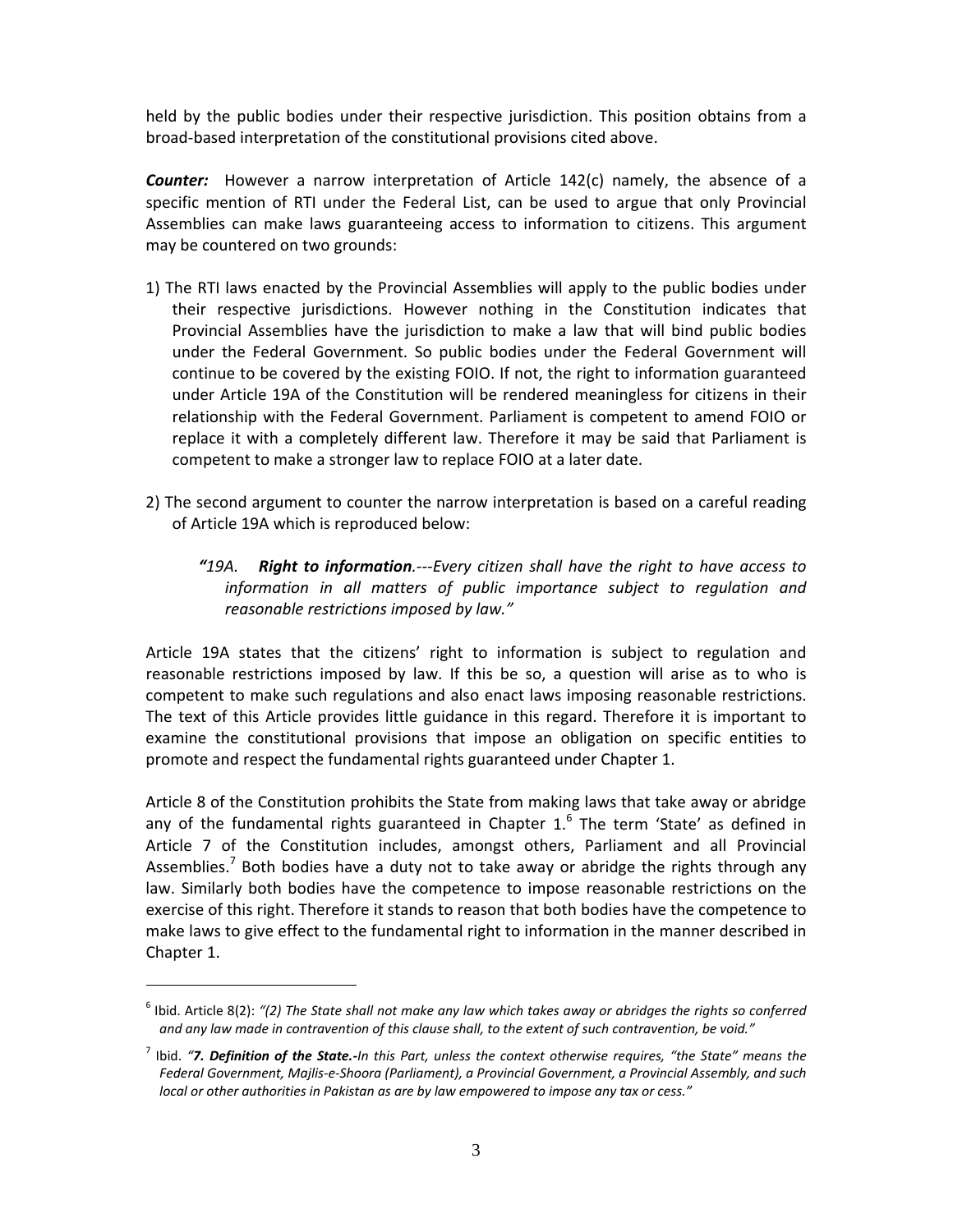held by the public bodies under their respective jurisdiction. This position obtains from a broad-based interpretation of the constitutional provisions cited above.

***Counter:*** However a narrow interpretation of Article 142(c) namely, the absence of a specific mention of RTI under the Federal List, can be used to argue that only Provincial Assemblies can make laws guaranteeing access to information to citizens. This argument may be countered on two grounds:

1) The RTI laws enacted by the Provincial Assemblies will apply to the public bodies under their respective jurisdictions. However nothing in the Constitution indicates that Provincial Assemblies have the jurisdiction to make a law that will bind public bodies under the Federal Government. So public bodies under the Federal Government will continue to be covered by the existing FOIO. If not, the right to information guaranteed under Article 19A of the Constitution will be rendered meaningless for citizens in their relationship with the Federal Government. Parliament is competent to amend FOIO or replace it with a completely different law. Therefore it may be said that Parliament is competent to make a stronger law to replace FOIO at a later date.

2) The second argument to counter the narrow interpretation is based on a careful reading of Article 19A which is reproduced below:

   > *"19A. **Right to information**.---Every citizen shall have the right to have access to information in all matters of public importance subject to regulation and reasonable restrictions imposed by law."*

Article 19A states that the citizens' right to information is subject to regulation and reasonable restrictions imposed by law. If this be so, a question will arise as to who is competent to make such regulations and also enact laws imposing reasonable restrictions. The text of this Article provides little guidance in this regard. Therefore it is important to examine the constitutional provisions that impose an obligation on specific entities to promote and respect the fundamental rights guaranteed under Chapter 1.

Article 8 of the Constitution prohibits the State from making laws that take away or abridge any of the fundamental rights guaranteed in Chapter 1.[6] The term 'State' as defined in Article 7 of the Constitution includes, amongst others, Parliament and all Provincial Assemblies.[7] Both bodies have a duty not to take away or abridge the rights through any law. Similarly both bodies have the competence to impose reasonable restrictions on the exercise of this right. Therefore it stands to reason that both bodies have the competence to make laws to give effect to the fundamental right to information in the manner described in Chapter 1.

---

[6] Ibid. Article 8(2): *"(2) The State shall not make any law which takes away or abridges the rights so conferred and any law made in contravention of this clause shall, to the extent of such contravention, be void."*

[7] Ibid. *"**7. Definition of the State.**-In this Part, unless the context otherwise requires, "the State" means the Federal Government, Majlis-e-Shoora (Parliament), a Provincial Government, a Provincial Assembly, and such local or other authorities in Pakistan as are by law empowered to impose any tax or cess."*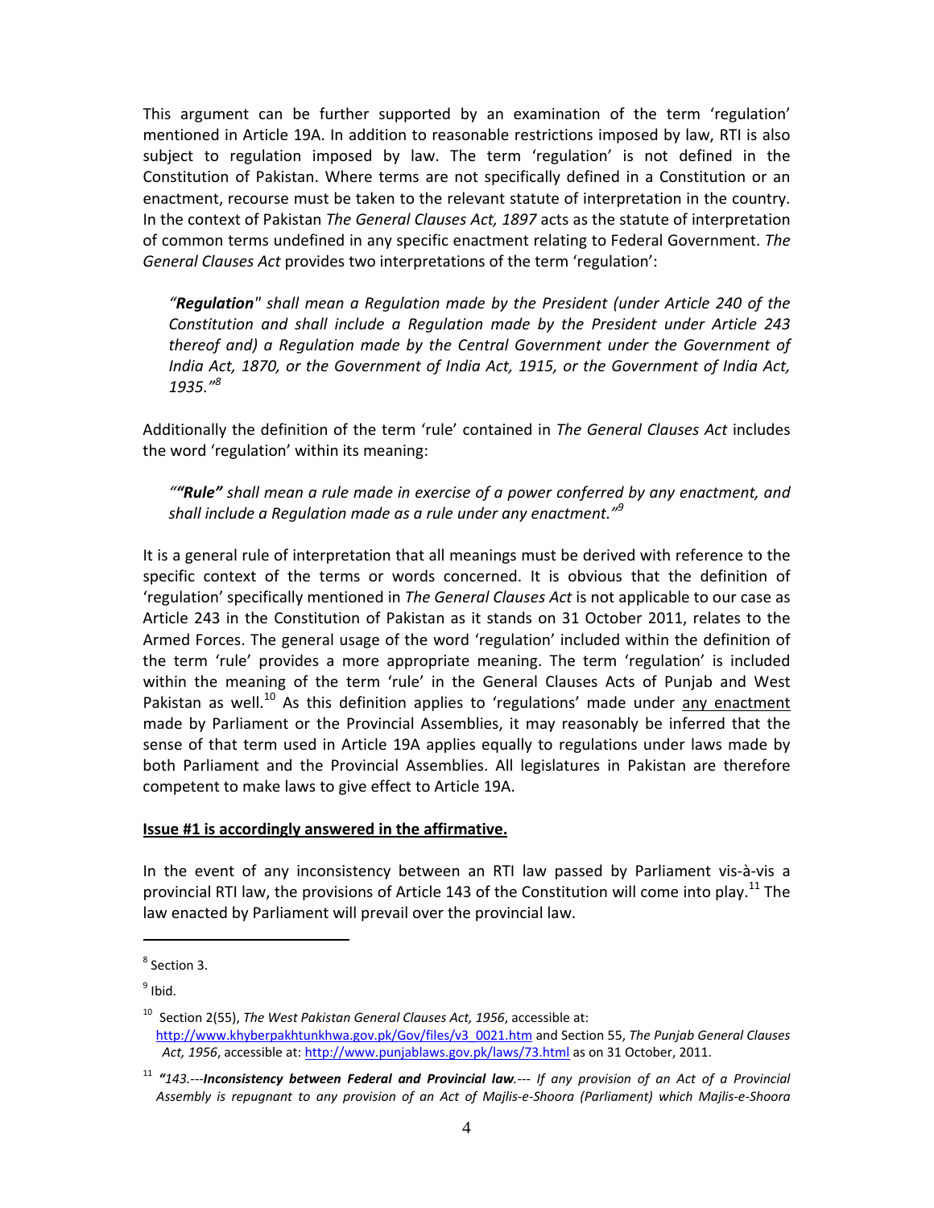This argument can be further supported by an examination of the term 'regulation' mentioned in Article 19A. In addition to reasonable restrictions imposed by law, RTI is also subject to regulation imposed by law. The term 'regulation' is not defined in the Constitution of Pakistan. Where terms are not specifically defined in a Constitution or an enactment, recourse must be taken to the relevant statute of interpretation in the country. In the context of Pakistan *The General Clauses Act, 1897* acts as the statute of interpretation of common terms undefined in any specific enactment relating to Federal Government. *The General Clauses Act* provides two interpretations of the term 'regulation':

> *"**Regulation**" shall mean a Regulation made by the President (under Article 240 of the Constitution and shall include a Regulation made by the President under Article 243 thereof and) a Regulation made by the Central Government under the Government of India Act, 1870, or the Government of India Act, 1915, or the Government of India Act, 1935."*[8]

Additionally the definition of the term 'rule' contained in *The General Clauses Act* includes the word 'regulation' within its meaning:

> *""**Rule**" shall mean a rule made in exercise of a power conferred by any enactment, and shall include a Regulation made as a rule under any enactment."*[9]

It is a general rule of interpretation that all meanings must be derived with reference to the specific context of the terms or words concerned. It is obvious that the definition of 'regulation' specifically mentioned in *The General Clauses Act* is not applicable to our case as Article 243 in the Constitution of Pakistan as it stands on 31 October 2011, relates to the Armed Forces. The general usage of the word 'regulation' included within the definition of the term 'rule' provides a more appropriate meaning. The term 'regulation' is included within the meaning of the term 'rule' in the General Clauses Acts of Punjab and West Pakistan as well.[10] As this definition applies to 'regulations' made under <u>any enactment</u> made by Parliament or the Provincial Assemblies, it may reasonably be inferred that the sense of that term used in Article 19A applies equally to regulations under laws made by both Parliament and the Provincial Assemblies. All legislatures in Pakistan are therefore competent to make laws to give effect to Article 19A.

<u>**Issue #1 is accordingly answered in the affirmative.**</u>

In the event of any inconsistency between an RTI law passed by Parliament vis-à-vis a provincial RTI law, the provisions of Article 143 of the Constitution will come into play.[11] The law enacted by Parliament will prevail over the provincial law.

---

[8] Section 3.

[9] Ibid.

[10] Section 2(55), *The West Pakistan General Clauses Act, 1956*, accessible at: http://www.khyberpakhtunkhwa.gov.pk/Gov/files/v3_0021.htm and Section 55, *The Punjab General Clauses Act, 1956*, accessible at: http://www.punjablaws.gov.pk/laws/73.html as on 31 October, 2011.

[11] *"143.---**Inconsistency between Federal and Provincial law**.--- If any provision of an Act of a Provincial Assembly is repugnant to any provision of an Act of Majlis-e-Shoora (Parliament) which Majlis-e-Shoora*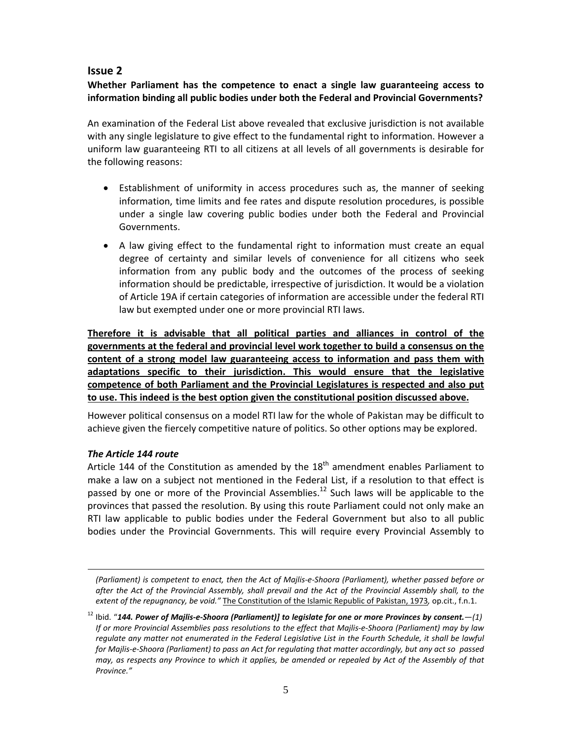## Issue 2

**Whether Parliament has the competence to enact a single law guaranteeing access to information binding all public bodies under both the Federal and Provincial Governments?**

An examination of the Federal List above revealed that exclusive jurisdiction is not available with any single legislature to give effect to the fundamental right to information. However a uniform law guaranteeing RTI to all citizens at all levels of all governments is desirable for the following reasons:

- Establishment of uniformity in access procedures such as, the manner of seeking information, time limits and fee rates and dispute resolution procedures, is possible under a single law covering public bodies under both the Federal and Provincial Governments.
- A law giving effect to the fundamental right to information must create an equal degree of certainty and similar levels of convenience for all citizens who seek information from any public body and the outcomes of the process of seeking information should be predictable, irrespective of jurisdiction. It would be a violation of Article 19A if certain categories of information are accessible under the federal RTI law but exempted under one or more provincial RTI laws.

<u>**Therefore it is advisable that all political parties and alliances in control of the governments at the federal and provincial level work together to build a consensus on the content of a strong model law guaranteeing access to information and pass them with adaptations specific to their jurisdiction. This would ensure that the legislative competence of both Parliament and the Provincial Legislatures is respected and also put to use. This indeed is the best option given the constitutional position discussed above.**</u>

However political consensus on a model RTI law for the whole of Pakistan may be difficult to achieve given the fiercely competitive nature of politics. So other options may be explored.

***The Article 144 route***

Article 144 of the Constitution as amended by the 18th amendment enables Parliament to make a law on a subject not mentioned in the Federal List, if a resolution to that effect is passed by one or more of the Provincial Assemblies.[12] Such laws will be applicable to the provinces that passed the resolution. By using this route Parliament could not only make an RTI law applicable to public bodies under the Federal Government but also to all public bodies under the Provincial Governments. This will require every Provincial Assembly to

---

*(Parliament) is competent to enact, then the Act of Majlis-e-Shoora (Parliament), whether passed before or after the Act of the Provincial Assembly, shall prevail and the Act of the Provincial Assembly shall, to the extent of the repugnancy, be void."* <u>The Constitution of the Islamic Republic of Pakistan, 1973</u>, op.cit., f.n.1.

[12] Ibid. "***144. Power of Majlis-e-Shoora (Parliament)] to legislate for one or more Provinces by consent.***—*(1) If or more Provincial Assemblies pass resolutions to the effect that Majlis-e-Shoora (Parliament) may by law regulate any matter not enumerated in the Federal Legislative List in the Fourth Schedule, it shall be lawful for Majlis-e-Shoora (Parliament) to pass an Act for regulating that matter accordingly, but any act so passed may, as respects any Province to which it applies, be amended or repealed by Act of the Assembly of that Province."*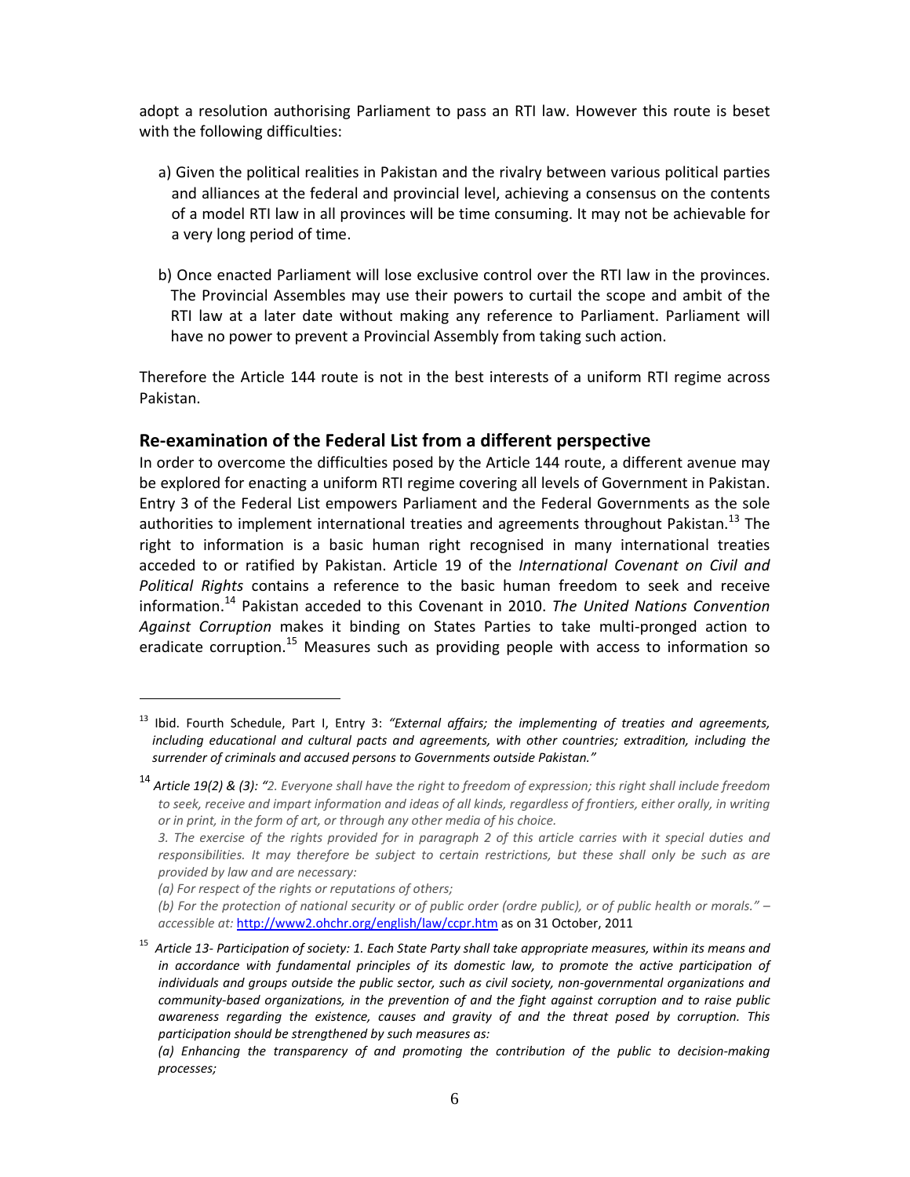adopt a resolution authorising Parliament to pass an RTI law. However this route is beset with the following difficulties:

a) Given the political realities in Pakistan and the rivalry between various political parties and alliances at the federal and provincial level, achieving a consensus on the contents of a model RTI law in all provinces will be time consuming. It may not be achievable for a very long period of time.

b) Once enacted Parliament will lose exclusive control over the RTI law in the provinces. The Provincial Assembles may use their powers to curtail the scope and ambit of the RTI law at a later date without making any reference to Parliament. Parliament will have no power to prevent a Provincial Assembly from taking such action.

Therefore the Article 144 route is not in the best interests of a uniform RTI regime across Pakistan.

## Re-examination of the Federal List from a different perspective

In order to overcome the difficulties posed by the Article 144 route, a different avenue may be explored for enacting a uniform RTI regime covering all levels of Government in Pakistan. Entry 3 of the Federal List empowers Parliament and the Federal Governments as the sole authorities to implement international treaties and agreements throughout Pakistan.[13] The right to information is a basic human right recognised in many international treaties acceded to or ratified by Pakistan. Article 19 of the *International Covenant on Civil and Political Rights* contains a reference to the basic human freedom to seek and receive information.[14] Pakistan acceded to this Covenant in 2010. *The United Nations Convention Against Corruption* makes it binding on States Parties to take multi-pronged action to eradicate corruption.[15] Measures such as providing people with access to information so

---

[13] Ibid. Fourth Schedule, Part I, Entry 3: *"External affairs; the implementing of treaties and agreements, including educational and cultural pacts and agreements, with other countries; extradition, including the surrender of criminals and accused persons to Governments outside Pakistan."*

[14] *Article 19(2) & (3): "2. Everyone shall have the right to freedom of expression; this right shall include freedom to seek, receive and impart information and ideas of all kinds, regardless of frontiers, either orally, in writing or in print, in the form of art, or through any other media of his choice.*

*3. The exercise of the rights provided for in paragraph 2 of this article carries with it special duties and responsibilities. It may therefore be subject to certain restrictions, but these shall only be such as are provided by law and are necessary:*

*(a) For respect of the rights or reputations of others;*

*(b) For the protection of national security or of public order (ordre public), or of public health or morals." – accessible at:* http://www2.ohchr.org/english/law/ccpr.htm as on 31 October, 2011

[15] *Article 13- Participation of society: 1. Each State Party shall take appropriate measures, within its means and in accordance with fundamental principles of its domestic law, to promote the active participation of individuals and groups outside the public sector, such as civil society, non-governmental organizations and community-based organizations, in the prevention of and the fight against corruption and to raise public awareness regarding the existence, causes and gravity of and the threat posed by corruption. This participation should be strengthened by such measures as:*

*(a) Enhancing the transparency of and promoting the contribution of the public to decision-making processes;*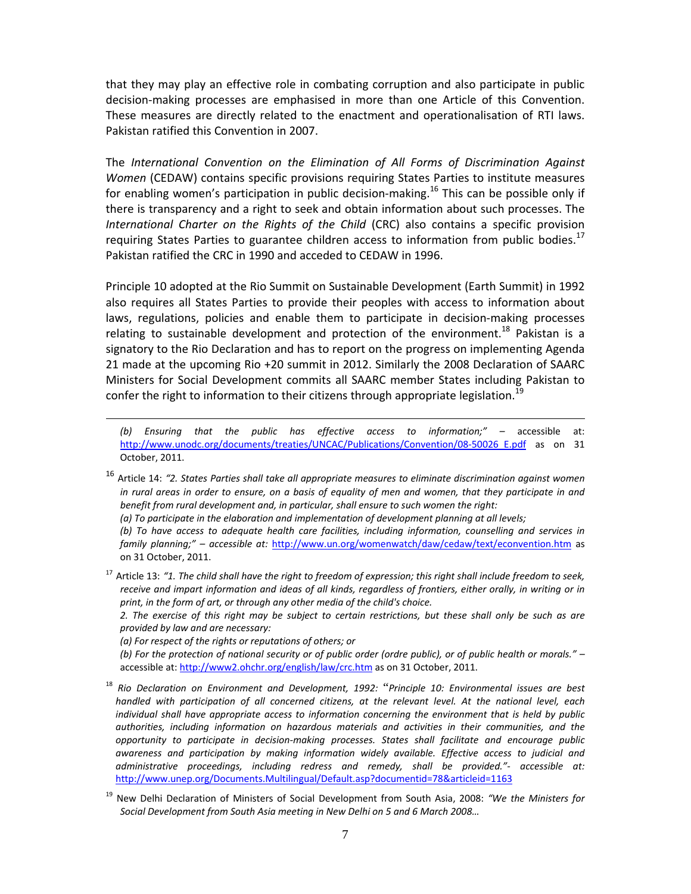that they may play an effective role in combating corruption and also participate in public decision-making processes are emphasised in more than one Article of this Convention. These measures are directly related to the enactment and operationalisation of RTI laws. Pakistan ratified this Convention in 2007.

The *International Convention on the Elimination of All Forms of Discrimination Against Women* (CEDAW) contains specific provisions requiring States Parties to institute measures for enabling women's participation in public decision-making.[16] This can be possible only if there is transparency and a right to seek and obtain information about such processes. The *International Charter on the Rights of the Child* (CRC) also contains a specific provision requiring States Parties to guarantee children access to information from public bodies.[17] Pakistan ratified the CRC in 1990 and acceded to CEDAW in 1996.

Principle 10 adopted at the Rio Summit on Sustainable Development (Earth Summit) in 1992 also requires all States Parties to provide their peoples with access to information about laws, regulations, policies and enable them to participate in decision-making processes relating to sustainable development and protection of the environment.[18] Pakistan is a signatory to the Rio Declaration and has to report on the progress on implementing Agenda 21 made at the upcoming Rio +20 summit in 2012. Similarly the 2008 Declaration of SAARC Ministers for Social Development commits all SAARC member States including Pakistan to confer the right to information to their citizens through appropriate legislation.[19]

---

*(b) Ensuring that the public has effective access to information;"* – accessible at: http://www.unodc.org/documents/treaties/UNCAC/Publications/Convention/08-50026_E.pdf as on 31 October, 2011.

[16] Article 14: *"2. States Parties shall take all appropriate measures to eliminate discrimination against women in rural areas in order to ensure, on a basis of equality of men and women, that they participate in and benefit from rural development and, in particular, shall ensure to such women the right:*
*(a) To participate in the elaboration and implementation of development planning at all levels;*
*(b) To have access to adequate health care facilities, including information, counselling and services in family planning;" – accessible at:* http://www.un.org/womenwatch/daw/cedaw/text/econvention.htm as on 31 October, 2011.

[17] Article 13: *"1. The child shall have the right to freedom of expression; this right shall include freedom to seek, receive and impart information and ideas of all kinds, regardless of frontiers, either orally, in writing or in print, in the form of art, or through any other media of the child's choice.*
*2. The exercise of this right may be subject to certain restrictions, but these shall only be such as are provided by law and are necessary:*
*(a) For respect of the rights or reputations of others; or*
*(b) For the protection of national security or of public order (ordre public), or of public health or morals."* – accessible at: http://www2.ohchr.org/english/law/crc.htm as on 31 October, 2011.

[18] *Rio Declaration on Environment and Development, 1992:* "*Principle 10: Environmental issues are best handled with participation of all concerned citizens, at the relevant level. At the national level, each individual shall have appropriate access to information concerning the environment that is held by public authorities, including information on hazardous materials and activities in their communities, and the opportunity to participate in decision-making processes. States shall facilitate and encourage public awareness and participation by making information widely available. Effective access to judicial and administrative proceedings, including redress and remedy, shall be provided."- accessible at:* http://www.unep.org/Documents.Multilingual/Default.asp?documentid=78&articleid=1163

[19] New Delhi Declaration of Ministers of Social Development from South Asia, 2008: *"We the Ministers for Social Development from South Asia meeting in New Delhi on 5 and 6 March 2008…*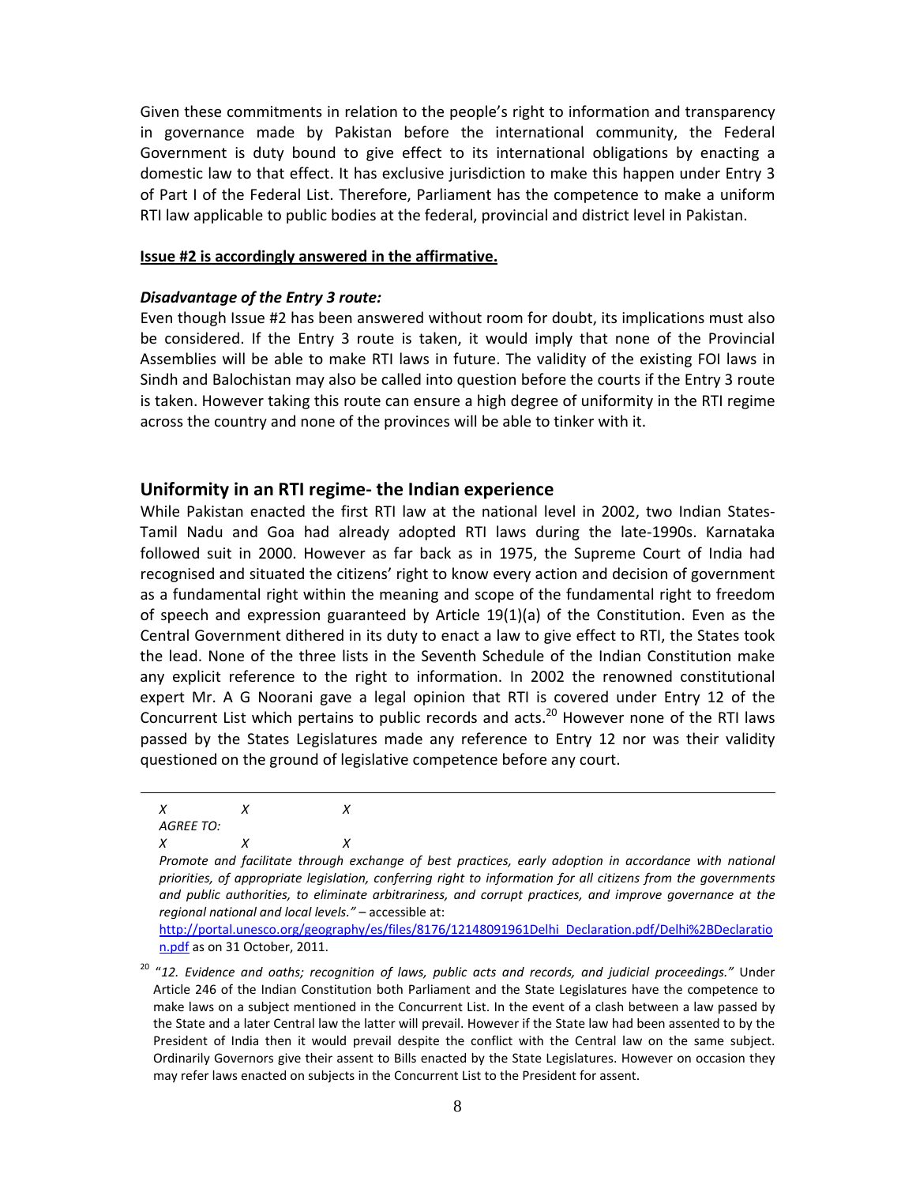Given these commitments in relation to the people's right to information and transparency in governance made by Pakistan before the international community, the Federal Government is duty bound to give effect to its international obligations by enacting a domestic law to that effect. It has exclusive jurisdiction to make this happen under Entry 3 of Part I of the Federal List. Therefore, Parliament has the competence to make a uniform RTI law applicable to public bodies at the federal, provincial and district level in Pakistan.

**Issue #2 is accordingly answered in the affirmative.**

***Disadvantage of the Entry 3 route:***

Even though Issue #2 has been answered without room for doubt, its implications must also be considered. If the Entry 3 route is taken, it would imply that none of the Provincial Assemblies will be able to make RTI laws in future. The validity of the existing FOI laws in Sindh and Balochistan may also be called into question before the courts if the Entry 3 route is taken. However taking this route can ensure a high degree of uniformity in the RTI regime across the country and none of the provinces will be able to tinker with it.

## Uniformity in an RTI regime- the Indian experience

While Pakistan enacted the first RTI law at the national level in 2002, two Indian States- Tamil Nadu and Goa had already adopted RTI laws during the late-1990s. Karnataka followed suit in 2000. However as far back as in 1975, the Supreme Court of India had recognised and situated the citizens' right to know every action and decision of government as a fundamental right within the meaning and scope of the fundamental right to freedom of speech and expression guaranteed by Article 19(1)(a) of the Constitution. Even as the Central Government dithered in its duty to enact a law to give effect to RTI, the States took the lead. None of the three lists in the Seventh Schedule of the Indian Constitution make any explicit reference to the right to information. In 2002 the renowned constitutional expert Mr. A G Noorani gave a legal opinion that RTI is covered under Entry 12 of the Concurrent List which pertains to public records and acts.[20] However none of the RTI laws passed by the States Legislatures made any reference to Entry 12 nor was their validity questioned on the ground of legislative competence before any court.

---

*X X X*

*AGREE TO:*

*X X X*

*Promote and facilitate through exchange of best practices, early adoption in accordance with national priorities, of appropriate legislation, conferring right to information for all citizens from the governments and public authorities, to eliminate arbitrariness, and corrupt practices, and improve governance at the regional national and local levels."* – accessible at: http://portal.unesco.org/geography/es/files/8176/12148091961Delhi_Declaration.pdf/Delhi%2BDeclaration.pdf as on 31 October, 2011.

[20] "*12. Evidence and oaths; recognition of laws, public acts and records, and judicial proceedings.*" Under Article 246 of the Indian Constitution both Parliament and the State Legislatures have the competence to make laws on a subject mentioned in the Concurrent List. In the event of a clash between a law passed by the State and a later Central law the latter will prevail. However if the State law had been assented to by the President of India then it would prevail despite the conflict with the Central law on the same subject. Ordinarily Governors give their assent to Bills enacted by the State Legislatures. However on occasion they may refer laws enacted on subjects in the Concurrent List to the President for assent.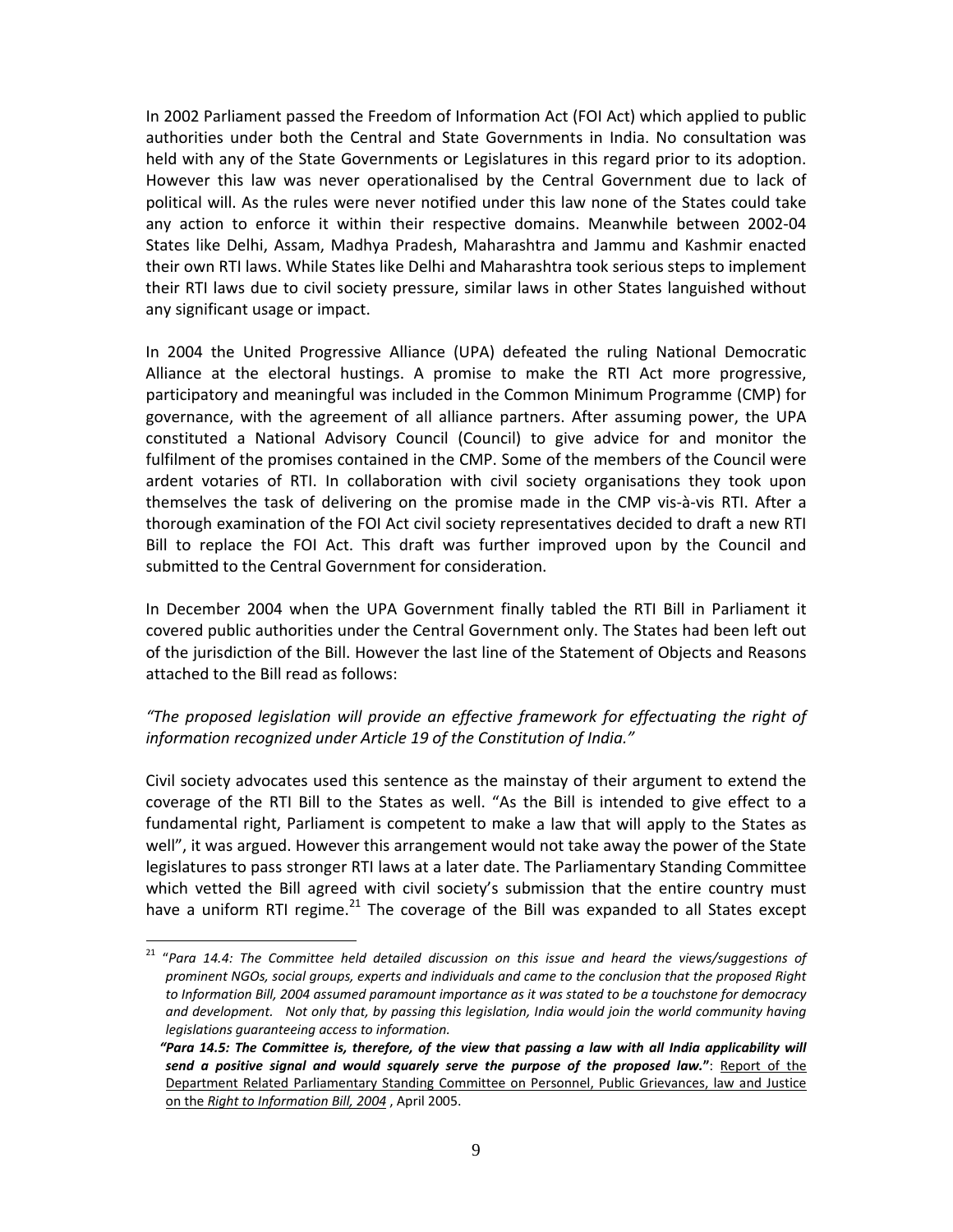In 2002 Parliament passed the Freedom of Information Act (FOI Act) which applied to public authorities under both the Central and State Governments in India. No consultation was held with any of the State Governments or Legislatures in this regard prior to its adoption. However this law was never operationalised by the Central Government due to lack of political will. As the rules were never notified under this law none of the States could take any action to enforce it within their respective domains. Meanwhile between 2002-04 States like Delhi, Assam, Madhya Pradesh, Maharashtra and Jammu and Kashmir enacted their own RTI laws. While States like Delhi and Maharashtra took serious steps to implement their RTI laws due to civil society pressure, similar laws in other States languished without any significant usage or impact.

In 2004 the United Progressive Alliance (UPA) defeated the ruling National Democratic Alliance at the electoral hustings. A promise to make the RTI Act more progressive, participatory and meaningful was included in the Common Minimum Programme (CMP) for governance, with the agreement of all alliance partners. After assuming power, the UPA constituted a National Advisory Council (Council) to give advice for and monitor the fulfilment of the promises contained in the CMP. Some of the members of the Council were ardent votaries of RTI. In collaboration with civil society organisations they took upon themselves the task of delivering on the promise made in the CMP vis-à-vis RTI. After a thorough examination of the FOI Act civil society representatives decided to draft a new RTI Bill to replace the FOI Act. This draft was further improved upon by the Council and submitted to the Central Government for consideration.

In December 2004 when the UPA Government finally tabled the RTI Bill in Parliament it covered public authorities under the Central Government only. The States had been left out of the jurisdiction of the Bill. However the last line of the Statement of Objects and Reasons attached to the Bill read as follows:

*"The proposed legislation will provide an effective framework for effectuating the right of information recognized under Article 19 of the Constitution of India."*

Civil society advocates used this sentence as the mainstay of their argument to extend the coverage of the RTI Bill to the States as well. "As the Bill is intended to give effect to a fundamental right, Parliament is competent to make a law that will apply to the States as well", it was argued. However this arrangement would not take away the power of the State legislatures to pass stronger RTI laws at a later date. The Parliamentary Standing Committee which vetted the Bill agreed with civil society's submission that the entire country must have a uniform RTI regime.[21] The coverage of the Bill was expanded to all States except

---

[21] "*Para 14.4: The Committee held detailed discussion on this issue and heard the views/suggestions of prominent NGOs, social groups, experts and individuals and came to the conclusion that the proposed Right to Information Bill, 2004 assumed paramount importance as it was stated to be a touchstone for democracy and development. Not only that, by passing this legislation, India would join the world community having legislations guaranteeing access to information.*

***"Para 14.5: The Committee is, therefore, of the view that passing a law with all India applicability will send a positive signal and would squarely serve the purpose of the proposed law."***: Report of the Department Related Parliamentary Standing Committee on Personnel, Public Grievances, law and Justice on the *Right to Information Bill, 2004* , April 2005.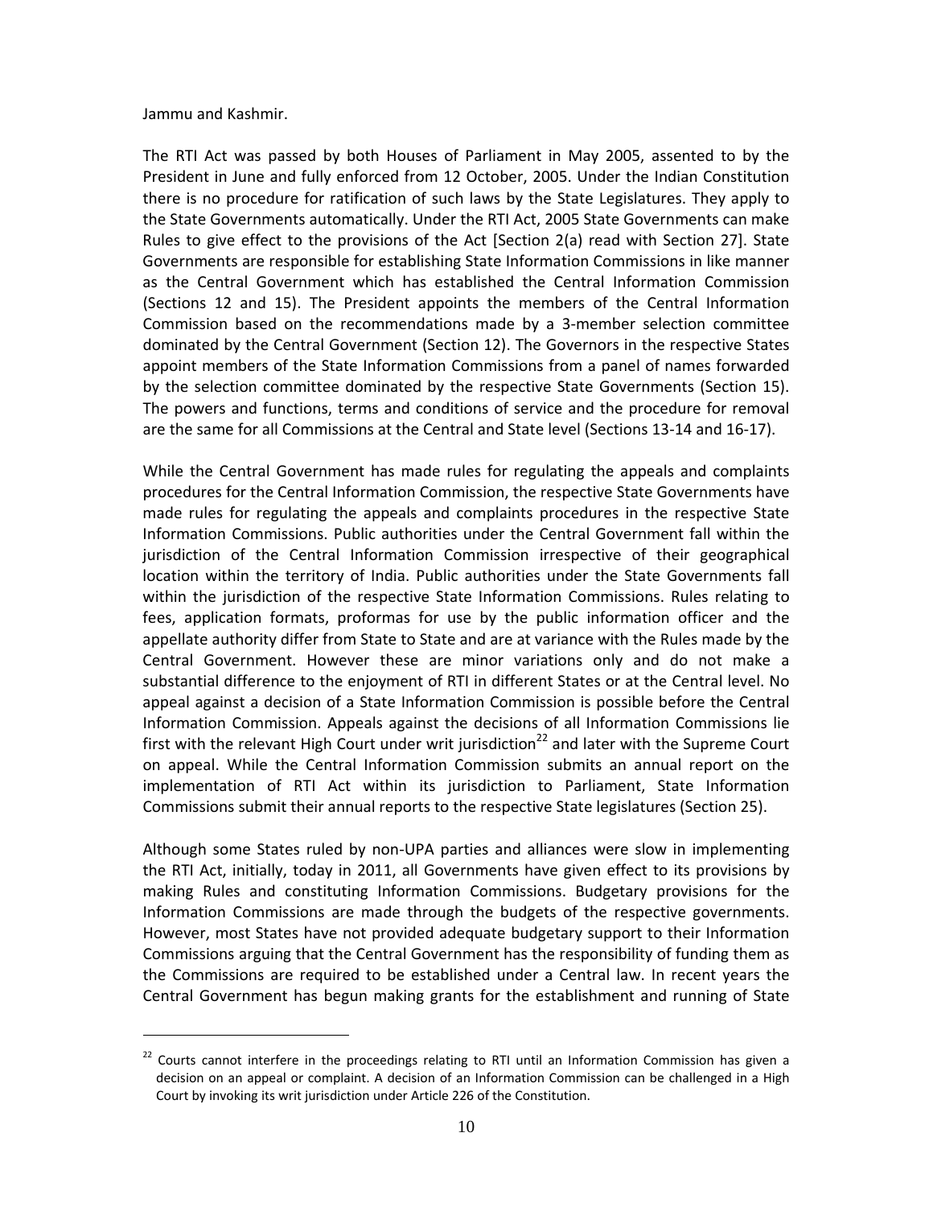Jammu and Kashmir.

The RTI Act was passed by both Houses of Parliament in May 2005, assented to by the President in June and fully enforced from 12 October, 2005. Under the Indian Constitution there is no procedure for ratification of such laws by the State Legislatures. They apply to the State Governments automatically. Under the RTI Act, 2005 State Governments can make Rules to give effect to the provisions of the Act [Section 2(a) read with Section 27]. State Governments are responsible for establishing State Information Commissions in like manner as the Central Government which has established the Central Information Commission (Sections 12 and 15). The President appoints the members of the Central Information Commission based on the recommendations made by a 3-member selection committee dominated by the Central Government (Section 12). The Governors in the respective States appoint members of the State Information Commissions from a panel of names forwarded by the selection committee dominated by the respective State Governments (Section 15). The powers and functions, terms and conditions of service and the procedure for removal are the same for all Commissions at the Central and State level (Sections 13-14 and 16-17).

While the Central Government has made rules for regulating the appeals and complaints procedures for the Central Information Commission, the respective State Governments have made rules for regulating the appeals and complaints procedures in the respective State Information Commissions. Public authorities under the Central Government fall within the jurisdiction of the Central Information Commission irrespective of their geographical location within the territory of India. Public authorities under the State Governments fall within the jurisdiction of the respective State Information Commissions. Rules relating to fees, application formats, proformas for use by the public information officer and the appellate authority differ from State to State and are at variance with the Rules made by the Central Government. However these are minor variations only and do not make a substantial difference to the enjoyment of RTI in different States or at the Central level. No appeal against a decision of a State Information Commission is possible before the Central Information Commission. Appeals against the decisions of all Information Commissions lie first with the relevant High Court under writ jurisdiction[22] and later with the Supreme Court on appeal. While the Central Information Commission submits an annual report on the implementation of RTI Act within its jurisdiction to Parliament, State Information Commissions submit their annual reports to the respective State legislatures (Section 25).

Although some States ruled by non-UPA parties and alliances were slow in implementing the RTI Act, initially, today in 2011, all Governments have given effect to its provisions by making Rules and constituting Information Commissions. Budgetary provisions for the Information Commissions are made through the budgets of the respective governments. However, most States have not provided adequate budgetary support to their Information Commissions arguing that the Central Government has the responsibility of funding them as the Commissions are required to be established under a Central law. In recent years the Central Government has begun making grants for the establishment and running of State

[22] Courts cannot interfere in the proceedings relating to RTI until an Information Commission has given a decision on an appeal or complaint. A decision of an Information Commission can be challenged in a High Court by invoking its writ jurisdiction under Article 226 of the Constitution.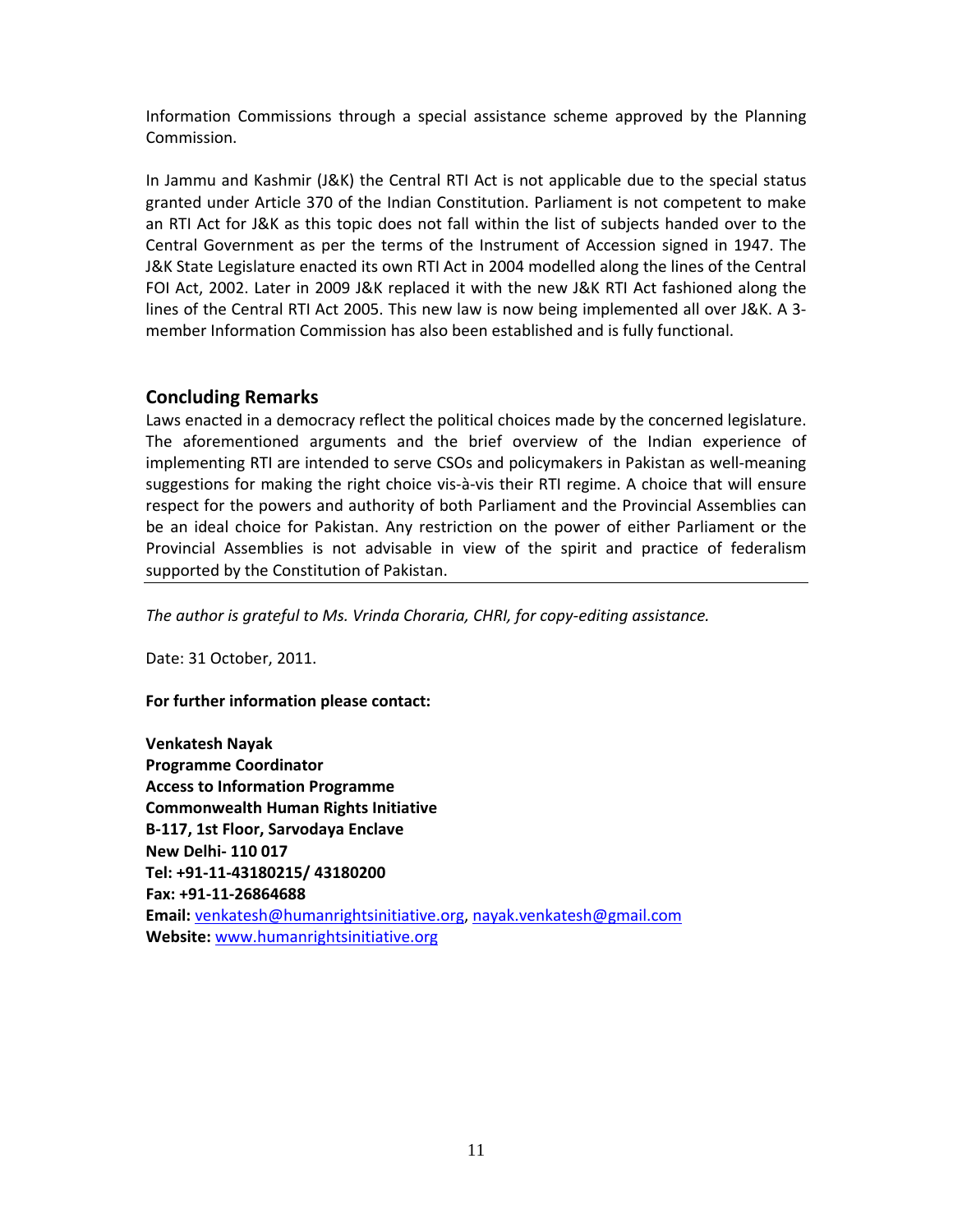Information Commissions through a special assistance scheme approved by the Planning Commission.

In Jammu and Kashmir (J&K) the Central RTI Act is not applicable due to the special status granted under Article 370 of the Indian Constitution. Parliament is not competent to make an RTI Act for J&K as this topic does not fall within the list of subjects handed over to the Central Government as per the terms of the Instrument of Accession signed in 1947. The J&K State Legislature enacted its own RTI Act in 2004 modelled along the lines of the Central FOI Act, 2002. Later in 2009 J&K replaced it with the new J&K RTI Act fashioned along the lines of the Central RTI Act 2005. This new law is now being implemented all over J&K. A 3-member Information Commission has also been established and is fully functional.

## Concluding Remarks

Laws enacted in a democracy reflect the political choices made by the concerned legislature. The aforementioned arguments and the brief overview of the Indian experience of implementing RTI are intended to serve CSOs and policymakers in Pakistan as well-meaning suggestions for making the right choice vis-à-vis their RTI regime. A choice that will ensure respect for the powers and authority of both Parliament and the Provincial Assemblies can be an ideal choice for Pakistan. Any restriction on the power of either Parliament or the Provincial Assemblies is not advisable in view of the spirit and practice of federalism supported by the Constitution of Pakistan.

---

*The author is grateful to Ms. Vrinda Choraria, CHRI, for copy-editing assistance.*

Date: 31 October, 2011.

**For further information please contact:**

**Venkatesh Nayak**
**Programme Coordinator**
**Access to Information Programme**
**Commonwealth Human Rights Initiative**
**B-117, 1st Floor, Sarvodaya Enclave**
**New Delhi- 110 017**
**Tel: +91-11-43180215/ 43180200**
**Fax: +91-11-26864688**
**Email:** venkatesh@humanrightsinitiative.org, nayak.venkatesh@gmail.com
**Website:** www.humanrightsinitiative.org